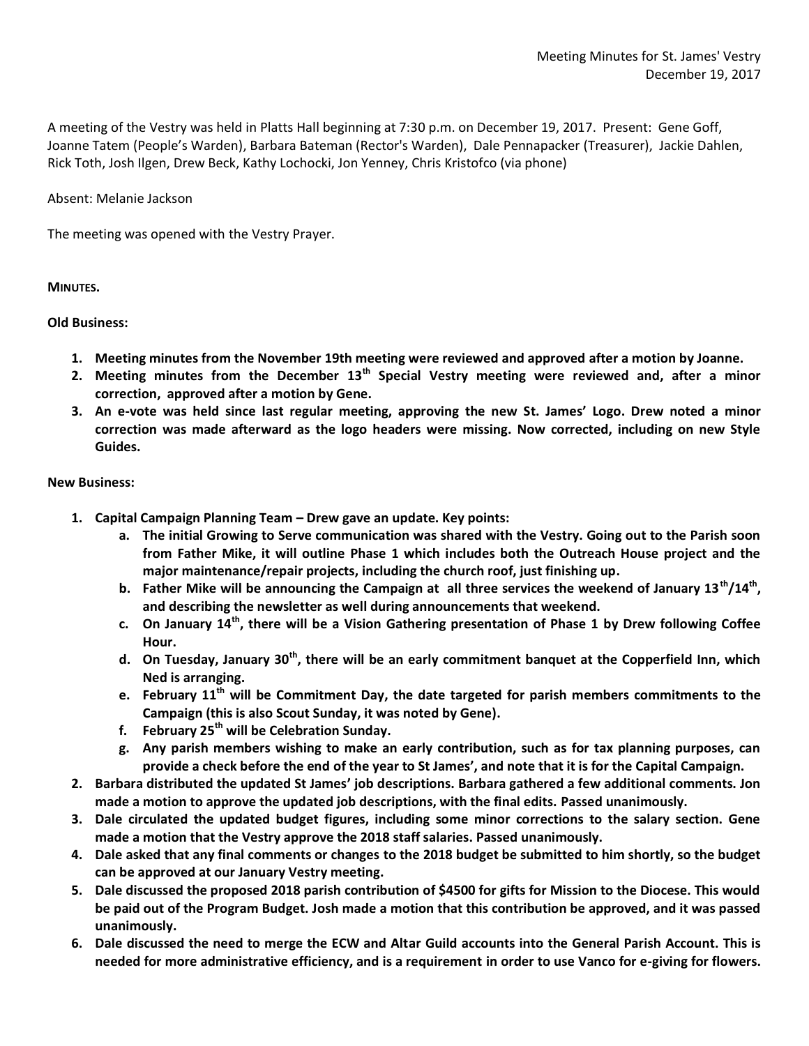Meeting Minutes for St. James' Vestry
December 19, 2017

A meeting of the Vestry was held in Platts Hall beginning at 7:30 p.m. on December 19, 2017. Present: Gene Goff, Joanne Tatem (People's Warden), Barbara Bateman (Rector's Warden), Dale Pennapacker (Treasurer), Jackie Dahlen, Rick Toth, Josh Ilgen, Drew Beck, Kathy Lochocki, Jon Yenney, Chris Kristofco (via phone)

Absent: Melanie Jackson

The meeting was opened with the Vestry Prayer.

**MINUTES.**

**Old Business:**

1. **Meeting minutes from the November 19th meeting were reviewed and approved after a motion by Joanne.**
2. **Meeting minutes from the December 13th Special Vestry meeting were reviewed and, after a minor correction, approved after a motion by Gene.**
3. **An e-vote was held since last regular meeting, approving the new St. James' Logo. Drew noted a minor correction was made afterward as the logo headers were missing. Now corrected, including on new Style Guides.**

**New Business:**

1. **Capital Campaign Planning Team – Drew gave an update. Key points:**
   a. **The initial Growing to Serve communication was shared with the Vestry. Going out to the Parish soon from Father Mike, it will outline Phase 1 which includes both the Outreach House project and the major maintenance/repair projects, including the church roof, just finishing up.**
   b. **Father Mike will be announcing the Campaign at all three services the weekend of January 13th/14th, and describing the newsletter as well during announcements that weekend.**
   c. **On January 14th, there will be a Vision Gathering presentation of Phase 1 by Drew following Coffee Hour.**
   d. **On Tuesday, January 30th, there will be an early commitment banquet at the Copperfield Inn, which Ned is arranging.**
   e. **February 11th will be Commitment Day, the date targeted for parish members commitments to the Campaign (this is also Scout Sunday, it was noted by Gene).**
   f. **February 25th will be Celebration Sunday.**
   g. **Any parish members wishing to make an early contribution, such as for tax planning purposes, can provide a check before the end of the year to St James', and note that it is for the Capital Campaign.**
2. **Barbara distributed the updated St James' job descriptions. Barbara gathered a few additional comments. Jon made a motion to approve the updated job descriptions, with the final edits. Passed unanimously.**
3. **Dale circulated the updated budget figures, including some minor corrections to the salary section. Gene made a motion that the Vestry approve the 2018 staff salaries. Passed unanimously.**
4. **Dale asked that any final comments or changes to the 2018 budget be submitted to him shortly, so the budget can be approved at our January Vestry meeting.**
5. **Dale discussed the proposed 2018 parish contribution of $4500 for gifts for Mission to the Diocese. This would be paid out of the Program Budget. Josh made a motion that this contribution be approved, and it was passed unanimously.**
6. **Dale discussed the need to merge the ECW and Altar Guild accounts into the General Parish Account. This is needed for more administrative efficiency, and is a requirement in order to use Vanco for e-giving for flowers.**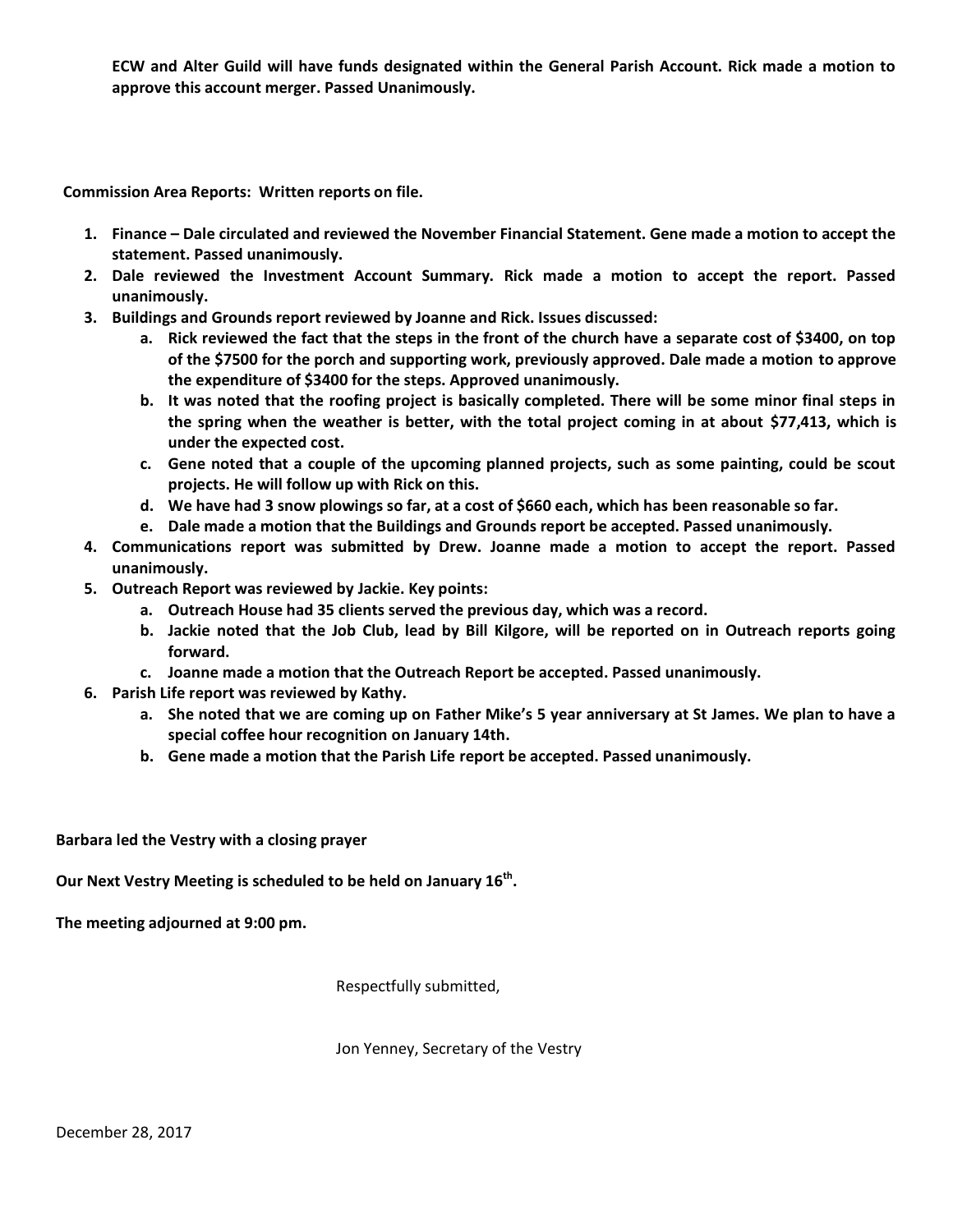**ECW and Alter Guild will have funds designated within the General Parish Account. Rick made a motion to approve this account merger. Passed Unanimously.**

**Commission Area Reports: Written reports on file.**

1. **Finance – Dale circulated and reviewed the November Financial Statement. Gene made a motion to accept the statement. Passed unanimously.**
2. **Dale reviewed the Investment Account Summary. Rick made a motion to accept the report. Passed unanimously.**
3. **Buildings and Grounds report reviewed by Joanne and Rick. Issues discussed:**
    a. **Rick reviewed the fact that the steps in the front of the church have a separate cost of $3400, on top of the $7500 for the porch and supporting work, previously approved. Dale made a motion to approve the expenditure of $3400 for the steps. Approved unanimously.**
    b. **It was noted that the roofing project is basically completed. There will be some minor final steps in the spring when the weather is better, with the total project coming in at about $77,413, which is under the expected cost.**
    c. **Gene noted that a couple of the upcoming planned projects, such as some painting, could be scout projects. He will follow up with Rick on this.**
    d. **We have had 3 snow plowings so far, at a cost of $660 each, which has been reasonable so far.**
    e. **Dale made a motion that the Buildings and Grounds report be accepted. Passed unanimously.**
4. **Communications report was submitted by Drew. Joanne made a motion to accept the report. Passed unanimously.**
5. **Outreach Report was reviewed by Jackie. Key points:**
    a. **Outreach House had 35 clients served the previous day, which was a record.**
    b. **Jackie noted that the Job Club, lead by Bill Kilgore, will be reported on in Outreach reports going forward.**
    c. **Joanne made a motion that the Outreach Report be accepted. Passed unanimously.**
6. **Parish Life report was reviewed by Kathy.**
    a. **She noted that we are coming up on Father Mike's 5 year anniversary at St James. We plan to have a special coffee hour recognition on January 14th.**
    b. **Gene made a motion that the Parish Life report be accepted. Passed unanimously.**

**Barbara led the Vestry with a closing prayer**

**Our Next Vestry Meeting is scheduled to be held on January 16th.**

**The meeting adjourned at 9:00 pm.**

Respectfully submitted,

Jon Yenney, Secretary of the Vestry

December 28, 2017